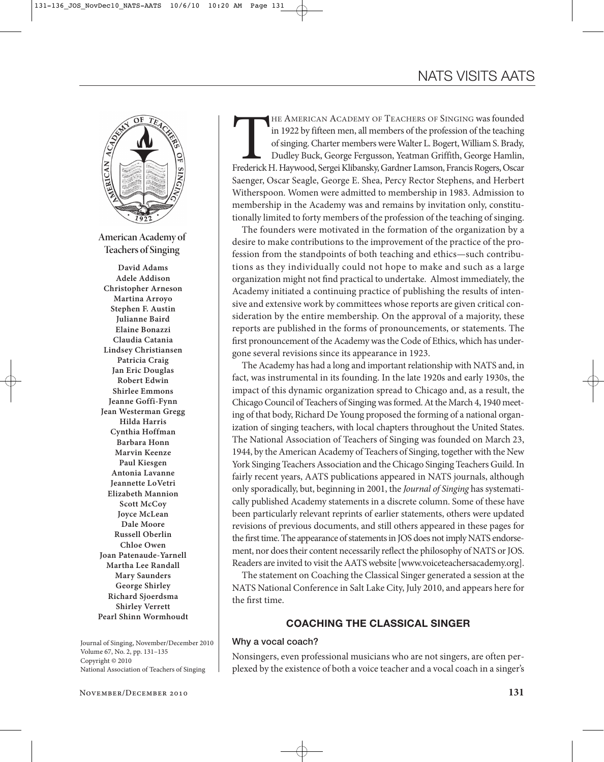# NATS VISITS AATS

**American Academy of Teachers of Singing**

**David Adams**
**Adele Addison**
**Christopher Arneson**
**Martina Arroyo**
**Stephen F. Austin**
**Julianne Baird**
**Elaine Bonazzi**
**Claudia Catania**
**Lindsey Christiansen**
**Patricia Craig**
**Jan Eric Douglas**
**Robert Edwin**
**Shirlee Emmons**
**Jeanne Goffi-Fynn**
**Jean Westerman Gregg**
**Hilda Harris**
**Cynthia Hoffman**
**Barbara Honn**
**Marvin Keenze**
**Paul Kiesgen**
**Antonia Lavanne**
**Jeannette LoVetri**
**Elizabeth Mannion**
**Scott McCoy**
**Joyce McLean**
**Dale Moore**
**Russell Oberlin**
**Chloe Owen**
**Joan Patenaude-Yarnell**
**Martha Lee Randall**
**Mary Saunders**
**George Shirley**
**Richard Sjoerdsma**
**Shirley Verrett**
**Pearl Shinn Wormhoudt**

Journal of Singing, November/December 2010
Volume 67, No. 2, pp. 131–135
Copyright © 2010
National Association of Teachers of Singing

The American Academy of Teachers of Singing was founded in 1922 by fifteen men, all members of the profession of the teaching of singing. Charter members were Walter L. Bogert, William S. Brady, Dudley Buck, George Fergusson, Yeatman Griffith, George Hamlin, Frederick H. Haywood, Sergei Klibansky, Gardner Lamson, Francis Rogers, Oscar Saenger, Oscar Seagle, George E. Shea, Percy Rector Stephens, and Herbert Witherspoon. Women were admitted to membership in 1983. Admission to membership in the Academy was and remains by invitation only, constitutionally limited to forty members of the profession of the teaching of singing.

The founders were motivated in the formation of the organization by a desire to make contributions to the improvement of the practice of the profession from the standpoints of both teaching and ethics—such contributions as they individually could not hope to make and such as a large organization might not find practical to undertake. Almost immediately, the Academy initiated a continuing practice of publishing the results of intensive and extensive work by committees whose reports are given critical consideration by the entire membership. On the approval of a majority, these reports are published in the forms of pronouncements, or statements. The first pronouncement of the Academy was the Code of Ethics, which has undergone several revisions since its appearance in 1923.

The Academy has had a long and important relationship with NATS and, in fact, was instrumental in its founding. In the late 1920s and early 1930s, the impact of this dynamic organization spread to Chicago and, as a result, the Chicago Council of Teachers of Singing was formed. At the March 4, 1940 meeting of that body, Richard De Young proposed the forming of a national organization of singing teachers, with local chapters throughout the United States. The National Association of Teachers of Singing was founded on March 23, 1944, by the American Academy of Teachers of Singing, together with the New York Singing Teachers Association and the Chicago Singing Teachers Guild. In fairly recent years, AATS publications appeared in NATS journals, although only sporadically, but, beginning in 2001, the *Journal of Singing* has systematically published Academy statements in a discrete column. Some of these have been particularly relevant reprints of earlier statements, others were updated revisions of previous documents, and still others appeared in these pages for the first time. The appearance of statements in JOS does not imply NATS endorsement, nor does their content necessarily reflect the philosophy of NATS or JOS. Readers are invited to visit the AATS website [www.voiceteachersacademy.org].

The statement on Coaching the Classical Singer generated a session at the NATS National Conference in Salt Lake City, July 2010, and appears here for the first time.

## COACHING THE CLASSICAL SINGER

### Why a vocal coach?

Nonsingers, even professional musicians who are not singers, are often perplexed by the existence of both a voice teacher and a vocal coach in a singer's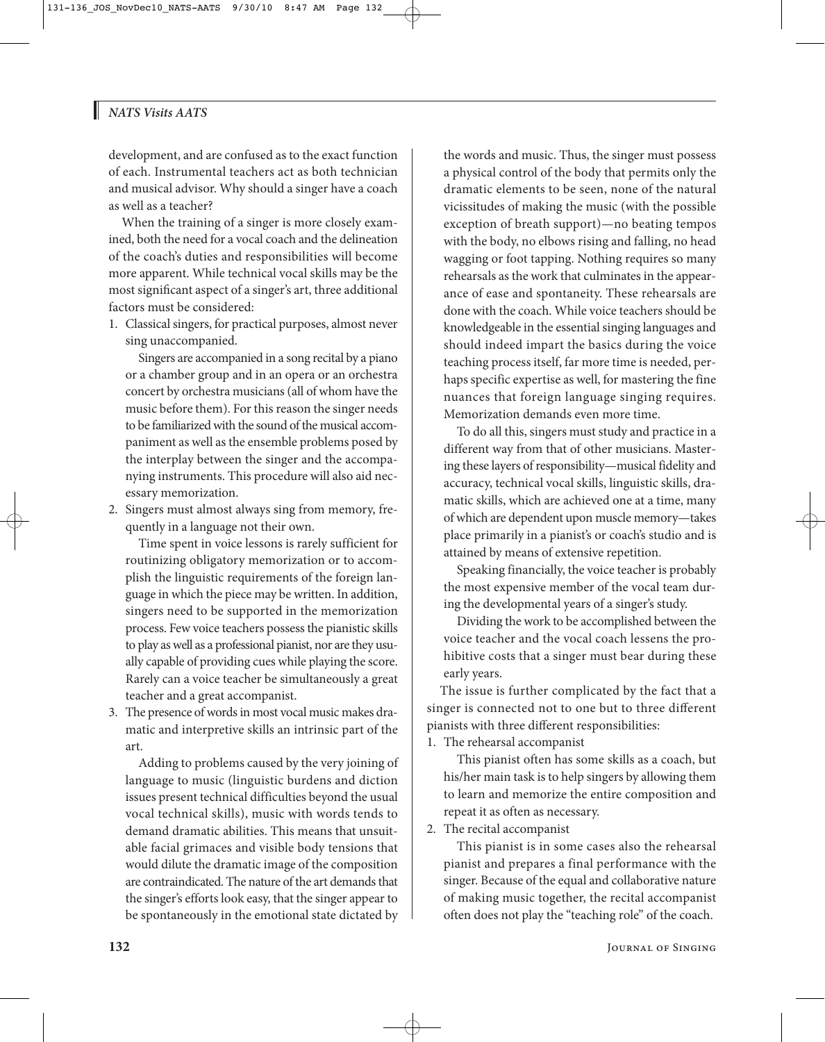development, and are confused as to the exact function of each. Instrumental teachers act as both technician and musical advisor. Why should a singer have a coach as well as a teacher?

When the training of a singer is more closely examined, both the need for a vocal coach and the delineation of the coach's duties and responsibilities will become more apparent. While technical vocal skills may be the most significant aspect of a singer's art, three additional factors must be considered:

1. Classical singers, for practical purposes, almost never sing unaccompanied.

   Singers are accompanied in a song recital by a piano or a chamber group and in an opera or an orchestra concert by orchestra musicians (all of whom have the music before them). For this reason the singer needs to be familiarized with the sound of the musical accompaniment as well as the ensemble problems posed by the interplay between the singer and the accompanying instruments. This procedure will also aid necessary memorization.

2. Singers must almost always sing from memory, frequently in a language not their own.

   Time spent in voice lessons is rarely sufficient for routinizing obligatory memorization or to accomplish the linguistic requirements of the foreign language in which the piece may be written. In addition, singers need to be supported in the memorization process. Few voice teachers possess the pianistic skills to play as well as a professional pianist, nor are they usually capable of providing cues while playing the score. Rarely can a voice teacher be simultaneously a great teacher and a great accompanist.

3. The presence of words in most vocal music makes dramatic and interpretive skills an intrinsic part of the art.

   Adding to problems caused by the very joining of language to music (linguistic burdens and diction issues present technical difficulties beyond the usual vocal technical skills), music with words tends to demand dramatic abilities. This means that unsuitable facial grimaces and visible body tensions that would dilute the dramatic image of the composition are contraindicated. The nature of the art demands that the singer's efforts look easy, that the singer appear to be spontaneously in the emotional state dictated by the words and music. Thus, the singer must possess a physical control of the body that permits only the dramatic elements to be seen, none of the natural vicissitudes of making the music (with the possible exception of breath support)—no beating tempos with the body, no elbows rising and falling, no head wagging or foot tapping. Nothing requires so many rehearsals as the work that culminates in the appearance of ease and spontaneity. These rehearsals are done with the coach. While voice teachers should be knowledgeable in the essential singing languages and should indeed impart the basics during the voice teaching process itself, far more time is needed, perhaps specific expertise as well, for mastering the fine nuances that foreign language singing requires. Memorization demands even more time.

   To do all this, singers must study and practice in a different way from that of other musicians. Mastering these layers of responsibility—musical fidelity and accuracy, technical vocal skills, linguistic skills, dramatic skills, which are achieved one at a time, many of which are dependent upon muscle memory—takes place primarily in a pianist's or coach's studio and is attained by means of extensive repetition.

   Speaking financially, the voice teacher is probably the most expensive member of the vocal team during the developmental years of a singer's study.

   Dividing the work to be accomplished between the voice teacher and the vocal coach lessens the prohibitive costs that a singer must bear during these early years.

The issue is further complicated by the fact that a singer is connected not to one but to three different pianists with three different responsibilities:

1. The rehearsal accompanist

   This pianist often has some skills as a coach, but his/her main task is to help singers by allowing them to learn and memorize the entire composition and repeat it as often as necessary.

2. The recital accompanist

   This pianist is in some cases also the rehearsal pianist and prepares a final performance with the singer. Because of the equal and collaborative nature of making music together, the recital accompanist often does not play the "teaching role" of the coach.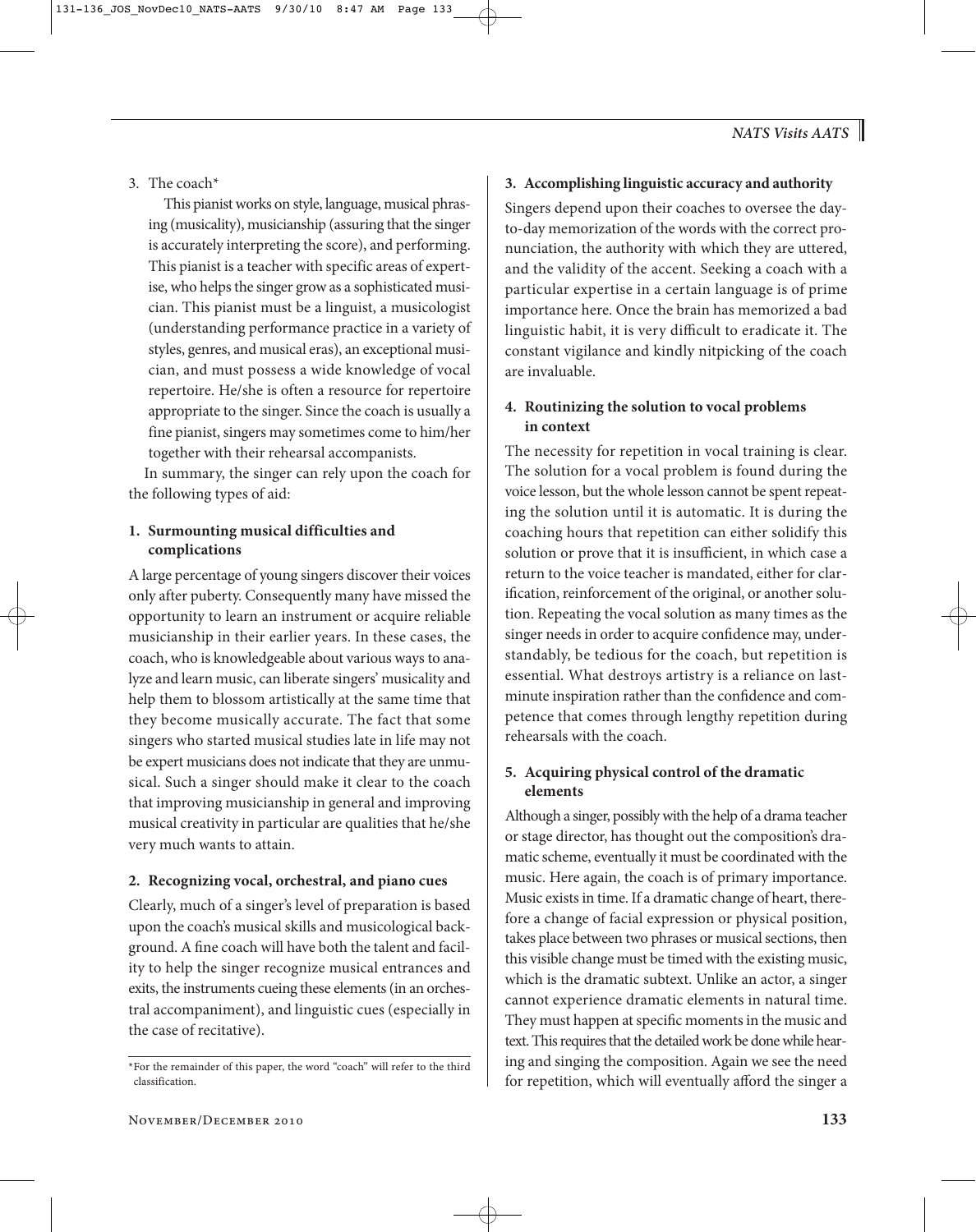3. The coach*

   This pianist works on style, language, musical phrasing (musicality), musicianship (assuring that the singer is accurately interpreting the score), and performing. This pianist is a teacher with specific areas of expertise, who helps the singer grow as a sophisticated musician. This pianist must be a linguist, a musicologist (understanding performance practice in a variety of styles, genres, and musical eras), an exceptional musician, and must possess a wide knowledge of vocal repertoire. He/she is often a resource for repertoire appropriate to the singer. Since the coach is usually a fine pianist, singers may sometimes come to him/her together with their rehearsal accompanists.

In summary, the singer can rely upon the coach for the following types of aid:

**1. Surmounting musical difficulties and complications**

A large percentage of young singers discover their voices only after puberty. Consequently many have missed the opportunity to learn an instrument or acquire reliable musicianship in their earlier years. In these cases, the coach, who is knowledgeable about various ways to analyze and learn music, can liberate singers' musicality and help them to blossom artistically at the same time that they become musically accurate. The fact that some singers who started musical studies late in life may not be expert musicians does not indicate that they are unmusical. Such a singer should make it clear to the coach that improving musicianship in general and improving musical creativity in particular are qualities that he/she very much wants to attain.

**2. Recognizing vocal, orchestral, and piano cues**

Clearly, much of a singer's level of preparation is based upon the coach's musical skills and musicological background. A fine coach will have both the talent and facility to help the singer recognize musical entrances and exits, the instruments cueing these elements (in an orchestral accompaniment), and linguistic cues (especially in the case of recitative).

*For the remainder of this paper, the word "coach" will refer to the third classification.

**3. Accomplishing linguistic accuracy and authority**

Singers depend upon their coaches to oversee the day-to-day memorization of the words with the correct pronunciation, the authority with which they are uttered, and the validity of the accent. Seeking a coach with a particular expertise in a certain language is of prime importance here. Once the brain has memorized a bad linguistic habit, it is very difficult to eradicate it. The constant vigilance and kindly nitpicking of the coach are invaluable.

**4. Routinizing the solution to vocal problems in context**

The necessity for repetition in vocal training is clear. The solution for a vocal problem is found during the voice lesson, but the whole lesson cannot be spent repeating the solution until it is automatic. It is during the coaching hours that repetition can either solidify this solution or prove that it is insufficient, in which case a return to the voice teacher is mandated, either for clarification, reinforcement of the original, or another solution. Repeating the vocal solution as many times as the singer needs in order to acquire confidence may, understandably, be tedious for the coach, but repetition is essential. What destroys artistry is a reliance on last-minute inspiration rather than the confidence and competence that comes through lengthy repetition during rehearsals with the coach.

**5. Acquiring physical control of the dramatic elements**

Although a singer, possibly with the help of a drama teacher or stage director, has thought out the composition's dramatic scheme, eventually it must be coordinated with the music. Here again, the coach is of primary importance. Music exists in time. If a dramatic change of heart, therefore a change of facial expression or physical position, takes place between two phrases or musical sections, then this visible change must be timed with the existing music, which is the dramatic subtext. Unlike an actor, a singer cannot experience dramatic elements in natural time. They must happen at specific moments in the music and text. This requires that the detailed work be done while hearing and singing the composition. Again we see the need for repetition, which will eventually afford the singer a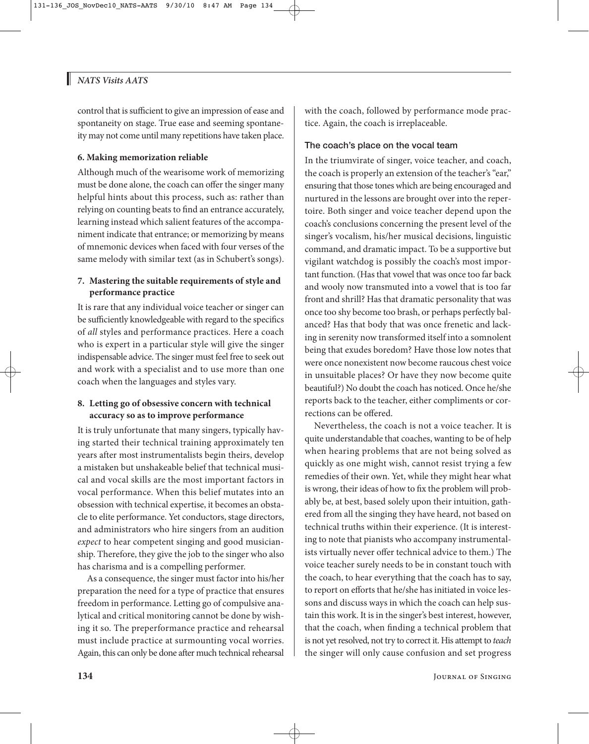control that is sufficient to give an impression of ease and spontaneity on stage. True ease and seeming spontaneity may not come until many repetitions have taken place.

**6. Making memorization reliable**

Although much of the wearisome work of memorizing must be done alone, the coach can offer the singer many helpful hints about this process, such as: rather than relying on counting beats to find an entrance accurately, learning instead which salient features of the accompaniment indicate that entrance; or memorizing by means of mnemonic devices when faced with four verses of the same melody with similar text (as in Schubert's songs).

**7. Mastering the suitable requirements of style and performance practice**

It is rare that any individual voice teacher or singer can be sufficiently knowledgeable with regard to the specifics of *all* styles and performance practices. Here a coach who is expert in a particular style will give the singer indispensable advice. The singer must feel free to seek out and work with a specialist and to use more than one coach when the languages and styles vary.

**8. Letting go of obsessive concern with technical accuracy so as to improve performance**

It is truly unfortunate that many singers, typically having started their technical training approximately ten years after most instrumentalists begin theirs, develop a mistaken but unshakeable belief that technical musical and vocal skills are the most important factors in vocal performance. When this belief mutates into an obsession with technical expertise, it becomes an obstacle to elite performance. Yet conductors, stage directors, and administrators who hire singers from an audition *expect* to hear competent singing and good musicianship. Therefore, they give the job to the singer who also has charisma and is a compelling performer.

As a consequence, the singer must factor into his/her preparation the need for a type of practice that ensures freedom in performance. Letting go of compulsive analytical and critical monitoring cannot be done by wishing it so. The preperformance practice and rehearsal must include practice at surmounting vocal worries. Again, this can only be done after much technical rehearsal with the coach, followed by performance mode practice. Again, the coach is irreplaceable.

### The coach's place on the vocal team

In the triumvirate of singer, voice teacher, and coach, the coach is properly an extension of the teacher's "ear," ensuring that those tones which are being encouraged and nurtured in the lessons are brought over into the repertoire. Both singer and voice teacher depend upon the coach's conclusions concerning the present level of the singer's vocalism, his/her musical decisions, linguistic command, and dramatic impact. To be a supportive but vigilant watchdog is possibly the coach's most important function. (Has that vowel that was once too far back and wooly now transmuted into a vowel that is too far front and shrill? Has that dramatic personality that was once too shy become too brash, or perhaps perfectly balanced? Has that body that was once frenetic and lacking in serenity now transformed itself into a somnolent being that exudes boredom? Have those low notes that were once nonexistent now become raucous chest voice in unsuitable places? Or have they now become quite beautiful?) No doubt the coach has noticed. Once he/she reports back to the teacher, either compliments or corrections can be offered.

Nevertheless, the coach is not a voice teacher. It is quite understandable that coaches, wanting to be of help when hearing problems that are not being solved as quickly as one might wish, cannot resist trying a few remedies of their own. Yet, while they might hear what is wrong, their ideas of how to fix the problem will probably be, at best, based solely upon their intuition, gathered from all the singing they have heard, not based on technical truths within their experience. (It is interesting to note that pianists who accompany instrumentalists virtually never offer technical advice to them.) The voice teacher surely needs to be in constant touch with the coach, to hear everything that the coach has to say, to report on efforts that he/she has initiated in voice lessons and discuss ways in which the coach can help sustain this work. It is in the singer's best interest, however, that the coach, when finding a technical problem that is not yet resolved, not try to correct it. His attempt to *teach* the singer will only cause confusion and set progress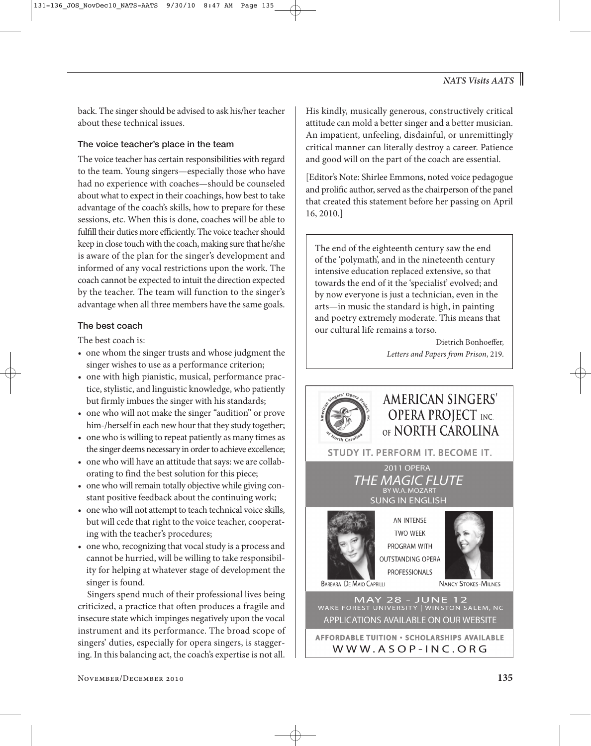back. The singer should be advised to ask his/her teacher about these technical issues.

### The voice teacher's place in the team

The voice teacher has certain responsibilities with regard to the team. Young singers—especially those who have had no experience with coaches—should be counseled about what to expect in their coachings, how best to take advantage of the coach's skills, how to prepare for these sessions, etc. When this is done, coaches will be able to fulfill their duties more efficiently. The voice teacher should keep in close touch with the coach, making sure that he/she is aware of the plan for the singer's development and informed of any vocal restrictions upon the work. The coach cannot be expected to intuit the direction expected by the teacher. The team will function to the singer's advantage when all three members have the same goals.

### The best coach

The best coach is:

- one whom the singer trusts and whose judgment the singer wishes to use as a performance criterion;
- one with high pianistic, musical, performance practice, stylistic, and linguistic knowledge, who patiently but firmly imbues the singer with his standards;
- one who will not make the singer "audition" or prove him-/herself in each new hour that they study together;
- one who is willing to repeat patiently as many times as the singer deems necessary in order to achieve excellence;
- one who will have an attitude that says: we are collaborating to find the best solution for this piece;
- one who will remain totally objective while giving constant positive feedback about the continuing work;
- one who will not attempt to teach technical voice skills, but will cede that right to the voice teacher, cooperating with the teacher's procedures;
- one who, recognizing that vocal study is a process and cannot be hurried, will be willing to take responsibility for helping at whatever stage of development the singer is found.

Singers spend much of their professional lives being criticized, a practice that often produces a fragile and insecure state which impinges negatively upon the vocal instrument and its performance. The broad scope of singers' duties, especially for opera singers, is staggering. In this balancing act, the coach's expertise is not all. His kindly, musically generous, constructively critical attitude can mold a better singer and a better musician. An impatient, unfeeling, disdainful, or unremittingly critical manner can literally destroy a career. Patience and good will on the part of the coach are essential.

[Editor's Note: Shirlee Emmons, noted voice pedagogue and prolific author, served as the chairperson of the panel that created this statement before her passing on April 16, 2010.]

> The end of the eighteenth century saw the end of the 'polymath', and in the nineteenth century intensive education replaced extensive, so that towards the end of it the 'specialist' evolved; and by now everyone is just a technician, even in the arts—in music the standard is high, in painting and poetry extremely moderate. This means that our cultural life remains a torso.
>
> Dietrich Bonhoeffer, *Letters and Papers from Prison*, 219.

AMERICAN SINGERS' OPERA PROJECT INC. OF NORTH CAROLINA

STUDY IT. PERFORM IT. BECOME IT.

2011 OPERA

*THE MAGIC FLUTE*

BY W.A. MOZART

SUNG IN ENGLISH

AN INTENSE TWO WEEK PROGRAM WITH OUTSTANDING OPERA PROFESSIONALS

BARBARA DE MAIO CAPRILLI

NANCY STOKES-MILNES

MAY 28 - JUNE 12

WAKE FOREST UNIVERSITY | WINSTON SALEM, NC

APPLICATIONS AVAILABLE ON OUR WEBSITE

AFFORDABLE TUITION • SCHOLARSHIPS AVAILABLE

WWW.ASOP-INC.ORG